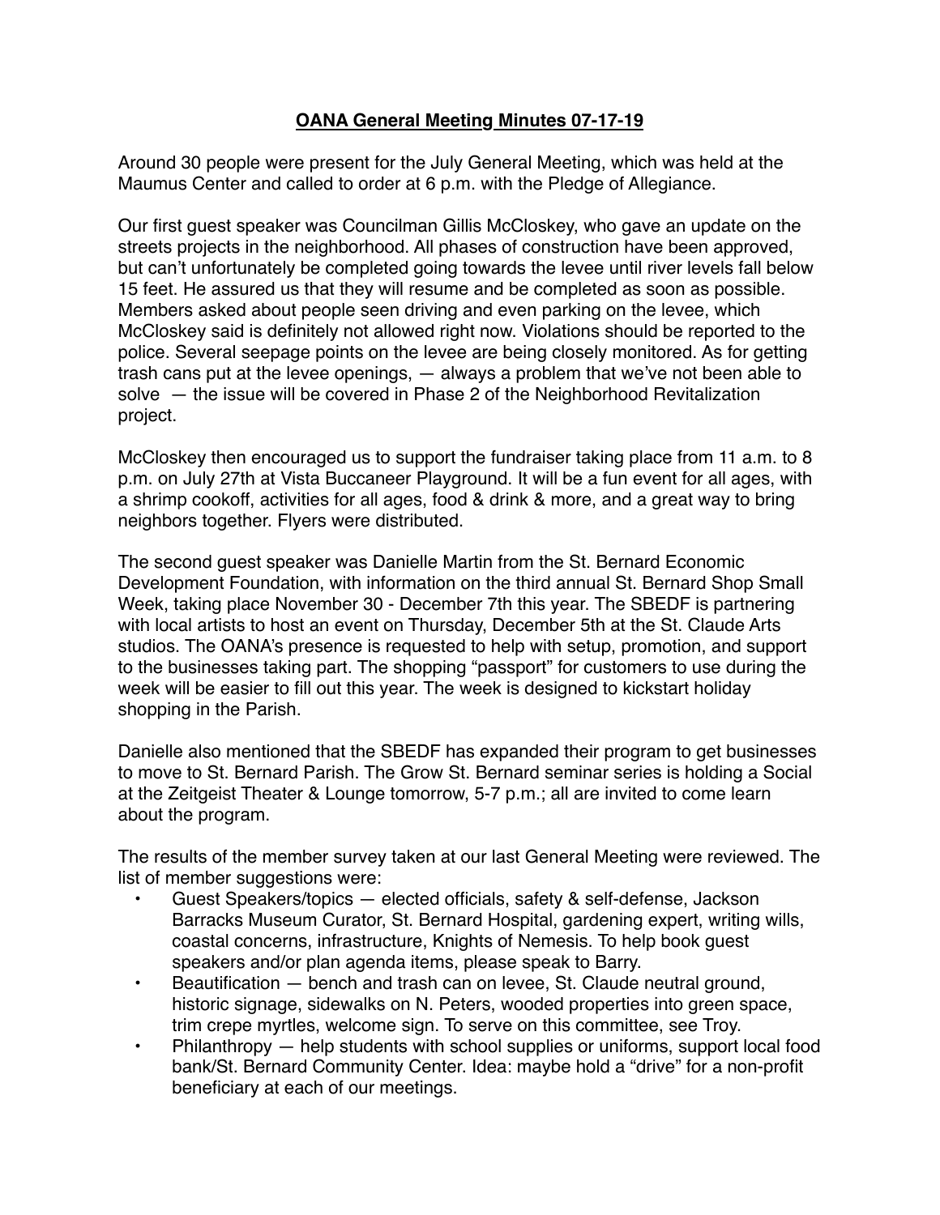# OANA General Meeting Minutes 07-17-19

Around 30 people were present for the July General Meeting, which was held at the Maumus Center and called to order at 6 p.m. with the Pledge of Allegiance.

Our first guest speaker was Councilman Gillis McCloskey, who gave an update on the streets projects in the neighborhood. All phases of construction have been approved, but can't unfortunately be completed going towards the levee until river levels fall below 15 feet. He assured us that they will resume and be completed as soon as possible. Members asked about people seen driving and even parking on the levee, which McCloskey said is definitely not allowed right now. Violations should be reported to the police. Several seepage points on the levee are being closely monitored. As for getting trash cans put at the levee openings, — always a problem that we've not been able to solve — the issue will be covered in Phase 2 of the Neighborhood Revitalization project.

McCloskey then encouraged us to support the fundraiser taking place from 11 a.m. to 8 p.m. on July 27th at Vista Buccaneer Playground. It will be a fun event for all ages, with a shrimp cookoff, activities for all ages, food & drink & more, and a great way to bring neighbors together. Flyers were distributed.

The second guest speaker was Danielle Martin from the St. Bernard Economic Development Foundation, with information on the third annual St. Bernard Shop Small Week, taking place November 30 - December 7th this year. The SBEDF is partnering with local artists to host an event on Thursday, December 5th at the St. Claude Arts studios. The OANA's presence is requested to help with setup, promotion, and support to the businesses taking part. The shopping "passport" for customers to use during the week will be easier to fill out this year. The week is designed to kickstart holiday shopping in the Parish.

Danielle also mentioned that the SBEDF has expanded their program to get businesses to move to St. Bernard Parish. The Grow St. Bernard seminar series is holding a Social at the Zeitgeist Theater & Lounge tomorrow, 5-7 p.m.; all are invited to come learn about the program.

The results of the member survey taken at our last General Meeting were reviewed. The list of member suggestions were:

- Guest Speakers/topics — elected officials, safety & self-defense, Jackson Barracks Museum Curator, St. Bernard Hospital, gardening expert, writing wills, coastal concerns, infrastructure, Knights of Nemesis. To help book guest speakers and/or plan agenda items, please speak to Barry.
- Beautification — bench and trash can on levee, St. Claude neutral ground, historic signage, sidewalks on N. Peters, wooded properties into green space, trim crepe myrtles, welcome sign. To serve on this committee, see Troy.
- Philanthropy — help students with school supplies or uniforms, support local food bank/St. Bernard Community Center. Idea: maybe hold a "drive" for a non-profit beneficiary at each of our meetings.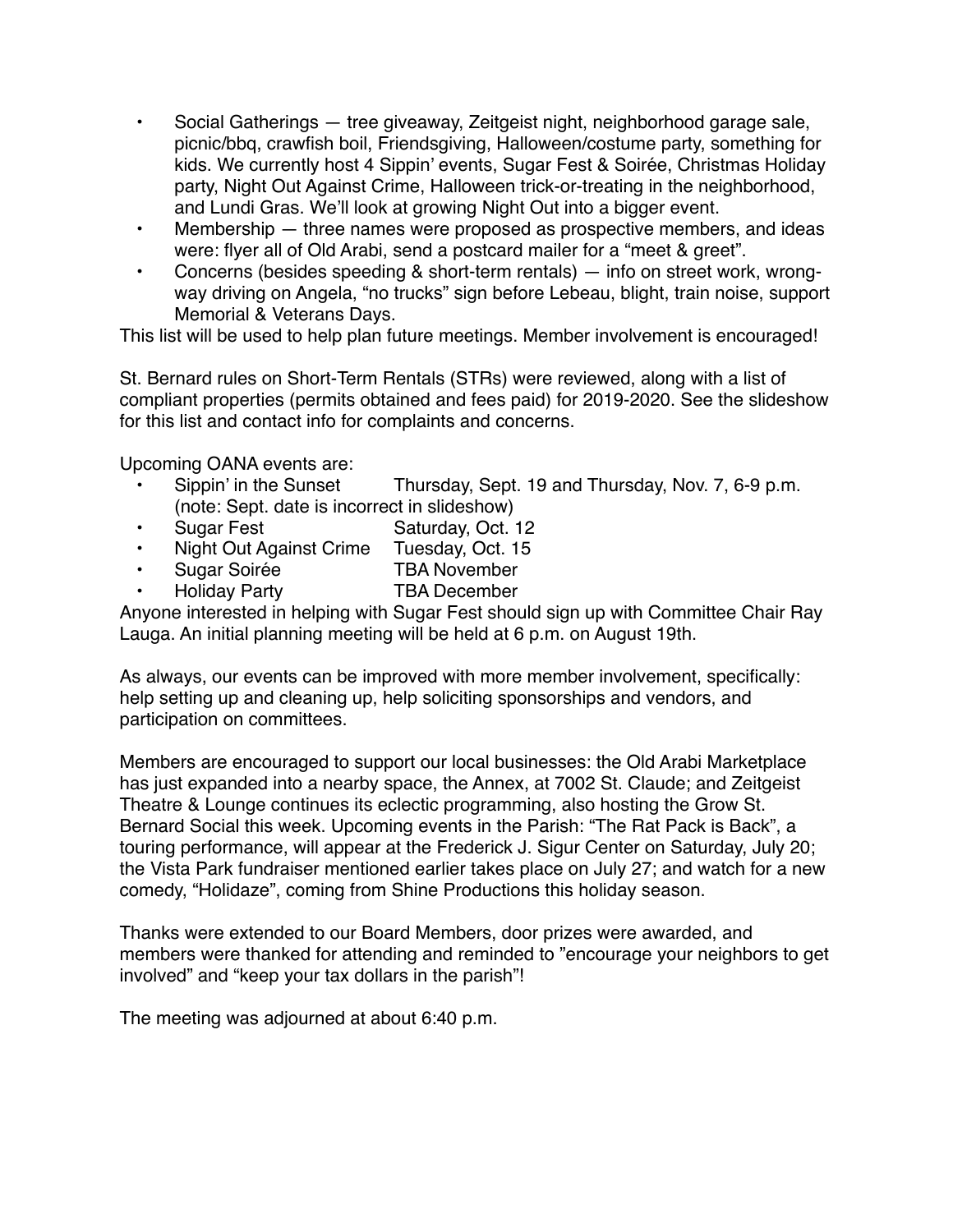- Social Gatherings — tree giveaway, Zeitgeist night, neighborhood garage sale, picnic/bbq, crawfish boil, Friendsgiving, Halloween/costume party, something for kids. We currently host 4 Sippin' events, Sugar Fest & Soirée, Christmas Holiday party, Night Out Against Crime, Halloween trick-or-treating in the neighborhood, and Lundi Gras. We'll look at growing Night Out into a bigger event.
- Membership — three names were proposed as prospective members, and ideas were: flyer all of Old Arabi, send a postcard mailer for a "meet & greet".
- Concerns (besides speeding & short-term rentals) — info on street work, wrong-way driving on Angela, "no trucks" sign before Lebeau, blight, train noise, support Memorial & Veterans Days.

This list will be used to help plan future meetings. Member involvement is encouraged!

St. Bernard rules on Short-Term Rentals (STRs) were reviewed, along with a list of compliant properties (permits obtained and fees paid) for 2019-2020. See the slideshow for this list and contact info for complaints and concerns.

Upcoming OANA events are:

- Sippin' in the Sunset — Thursday, Sept. 19 and Thursday, Nov. 7, 6-9 p.m. (note: Sept. date is incorrect in slideshow)
- Sugar Fest — Saturday, Oct. 12
- Night Out Against Crime — Tuesday, Oct. 15
- Sugar Soirée — TBA November
- Holiday Party — TBA December

Anyone interested in helping with Sugar Fest should sign up with Committee Chair Ray Lauga. An initial planning meeting will be held at 6 p.m. on August 19th.

As always, our events can be improved with more member involvement, specifically: help setting up and cleaning up, help soliciting sponsorships and vendors, and participation on committees.

Members are encouraged to support our local businesses: the Old Arabi Marketplace has just expanded into a nearby space, the Annex, at 7002 St. Claude; and Zeitgeist Theatre & Lounge continues its eclectic programming, also hosting the Grow St. Bernard Social this week. Upcoming events in the Parish: "The Rat Pack is Back", a touring performance, will appear at the Frederick J. Sigur Center on Saturday, July 20; the Vista Park fundraiser mentioned earlier takes place on July 27; and watch for a new comedy, "Holidaze", coming from Shine Productions this holiday season.

Thanks were extended to our Board Members, door prizes were awarded, and members were thanked for attending and reminded to "encourage your neighbors to get involved" and "keep your tax dollars in the parish"!

The meeting was adjourned at about 6:40 p.m.